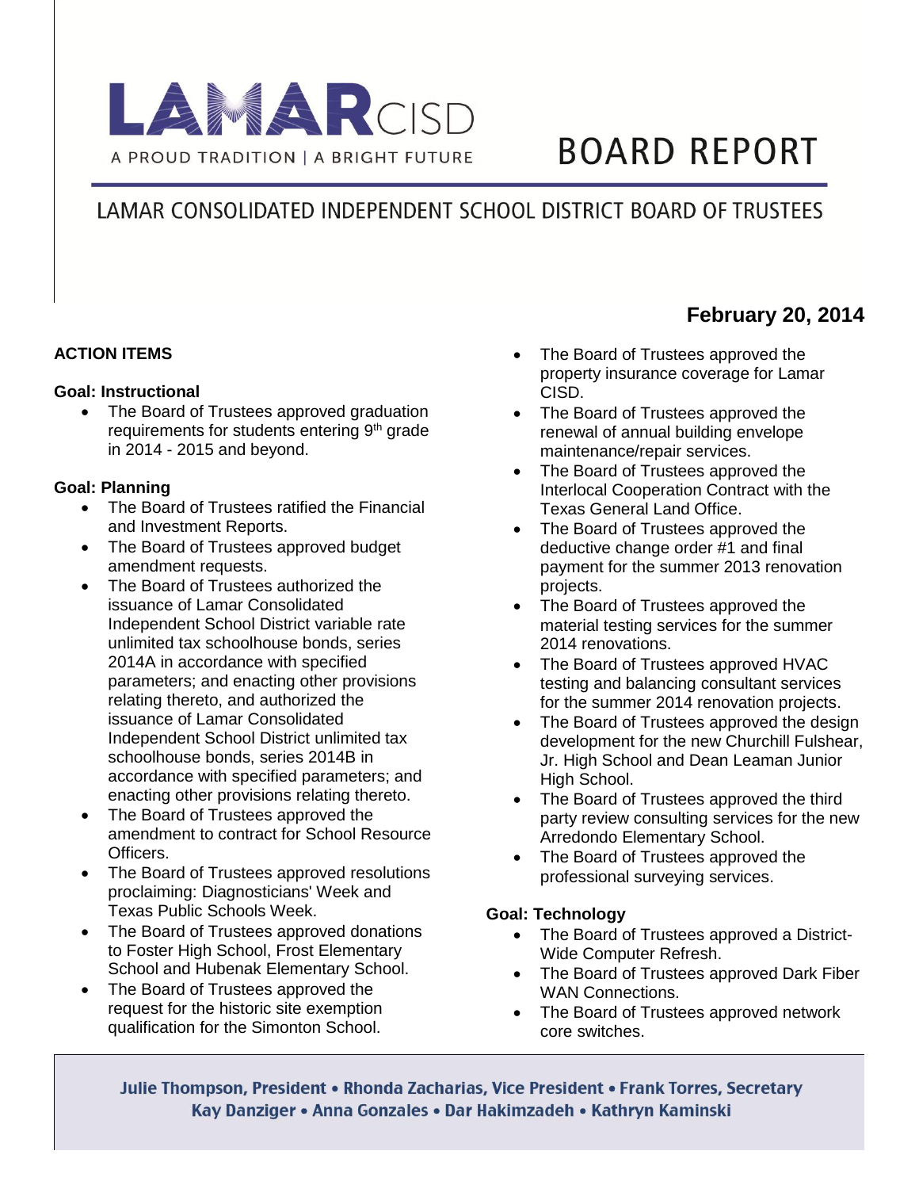# LAMAR CISD

A PROUD TRADITION | A BRIGHT FUTURE

# BOARD REPORT

## LAMAR CONSOLIDATED INDEPENDENT SCHOOL DISTRICT BOARD OF TRUSTEES

**February 20, 2014**

**ACTION ITEMS**

**Goal: Instructional**

- The Board of Trustees approved graduation requirements for students entering 9th grade in 2014 - 2015 and beyond.

**Goal: Planning**

- The Board of Trustees ratified the Financial and Investment Reports.
- The Board of Trustees approved budget amendment requests.
- The Board of Trustees authorized the issuance of Lamar Consolidated Independent School District variable rate unlimited tax schoolhouse bonds, series 2014A in accordance with specified parameters; and enacting other provisions relating thereto, and authorized the issuance of Lamar Consolidated Independent School District unlimited tax schoolhouse bonds, series 2014B in accordance with specified parameters; and enacting other provisions relating thereto.
- The Board of Trustees approved the amendment to contract for School Resource Officers.
- The Board of Trustees approved resolutions proclaiming: Diagnosticians' Week and Texas Public Schools Week.
- The Board of Trustees approved donations to Foster High School, Frost Elementary School and Hubenak Elementary School.
- The Board of Trustees approved the request for the historic site exemption qualification for the Simonton School.
- The Board of Trustees approved the property insurance coverage for Lamar CISD.
- The Board of Trustees approved the renewal of annual building envelope maintenance/repair services.
- The Board of Trustees approved the Interlocal Cooperation Contract with the Texas General Land Office.
- The Board of Trustees approved the deductive change order #1 and final payment for the summer 2013 renovation projects.
- The Board of Trustees approved the material testing services for the summer 2014 renovations.
- The Board of Trustees approved HVAC testing and balancing consultant services for the summer 2014 renovation projects.
- The Board of Trustees approved the design development for the new Churchill Fulshear, Jr. High School and Dean Leaman Junior High School.
- The Board of Trustees approved the third party review consulting services for the new Arredondo Elementary School.
- The Board of Trustees approved the professional surveying services.

**Goal: Technology**

- The Board of Trustees approved a District-Wide Computer Refresh.
- The Board of Trustees approved Dark Fiber WAN Connections.
- The Board of Trustees approved network core switches.

**Julie Thompson, President • Rhonda Zacharias, Vice President • Frank Torres, Secretary**
**Kay Danziger • Anna Gonzales • Dar Hakimzadeh • Kathryn Kaminski**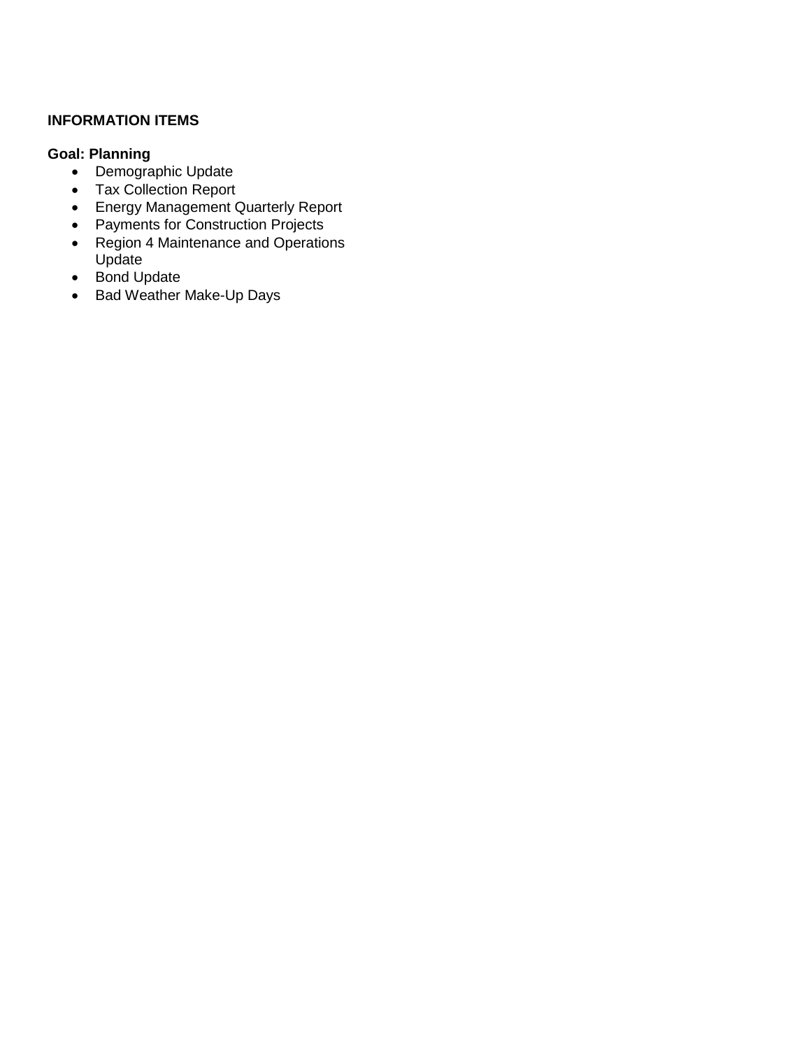**INFORMATION ITEMS**

**Goal: Planning**

- Demographic Update
- Tax Collection Report
- Energy Management Quarterly Report
- Payments for Construction Projects
- Region 4 Maintenance and Operations Update
- Bond Update
- Bad Weather Make-Up Days